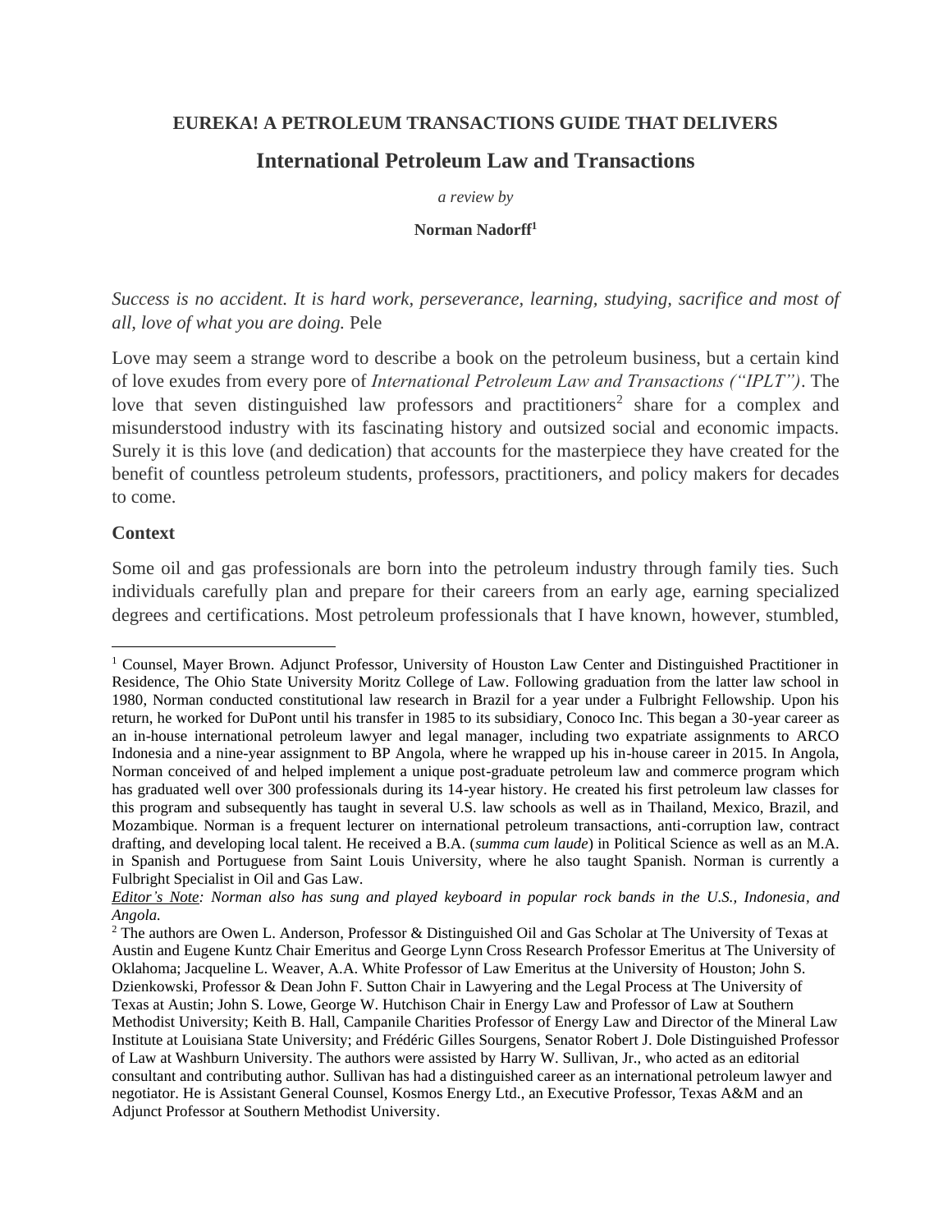**EUREKA! A PETROLEUM TRANSACTIONS GUIDE THAT DELIVERS**

# International Petroleum Law and Transactions

*a review by*

**Norman Nadorff**[1]

*Success is no accident. It is hard work, perseverance, learning, studying, sacrifice and most of all, love of what you are doing.* Pele

Love may seem a strange word to describe a book on the petroleum business, but a certain kind of love exudes from every pore of *International Petroleum Law and Transactions ("IPLT")*. The love that seven distinguished law professors and practitioners[2] share for a complex and misunderstood industry with its fascinating history and outsized social and economic impacts. Surely it is this love (and dedication) that accounts for the masterpiece they have created for the benefit of countless petroleum students, professors, practitioners, and policy makers for decades to come.

## Context

Some oil and gas professionals are born into the petroleum industry through family ties. Such individuals carefully plan and prepare for their careers from an early age, earning specialized degrees and certifications. Most petroleum professionals that I have known, however, stumbled,

---

[1] Counsel, Mayer Brown. Adjunct Professor, University of Houston Law Center and Distinguished Practitioner in Residence, The Ohio State University Moritz College of Law. Following graduation from the latter law school in 1980, Norman conducted constitutional law research in Brazil for a year under a Fulbright Fellowship. Upon his return, he worked for DuPont until his transfer in 1985 to its subsidiary, Conoco Inc. This began a 30-year career as an in-house international petroleum lawyer and legal manager, including two expatriate assignments to ARCO Indonesia and a nine-year assignment to BP Angola, where he wrapped up his in-house career in 2015. In Angola, Norman conceived of and helped implement a unique post-graduate petroleum law and commerce program which has graduated well over 300 professionals during its 14-year history. He created his first petroleum law classes for this program and subsequently has taught in several U.S. law schools as well as in Thailand, Mexico, Brazil, and Mozambique. Norman is a frequent lecturer on international petroleum transactions, anti-corruption law, contract drafting, and developing local talent. He received a B.A. (*summa cum laude*) in Political Science as well as an M.A. in Spanish and Portuguese from Saint Louis University, where he also taught Spanish. Norman is currently a Fulbright Specialist in Oil and Gas Law.

*Editor's Note: Norman also has sung and played keyboard in popular rock bands in the U.S., Indonesia, and Angola.*

[2] The authors are Owen L. Anderson, Professor & Distinguished Oil and Gas Scholar at The University of Texas at Austin and Eugene Kuntz Chair Emeritus and George Lynn Cross Research Professor Emeritus at The University of Oklahoma; Jacqueline L. Weaver, A.A. White Professor of Law Emeritus at the University of Houston; John S. Dzienkowski, Professor & Dean John F. Sutton Chair in Lawyering and the Legal Process at The University of Texas at Austin; John S. Lowe, George W. Hutchison Chair in Energy Law and Professor of Law at Southern Methodist University; Keith B. Hall, Campanile Charities Professor of Energy Law and Director of the Mineral Law Institute at Louisiana State University; and Frédéric Gilles Sourgens, Senator Robert J. Dole Distinguished Professor of Law at Washburn University. The authors were assisted by Harry W. Sullivan, Jr., who acted as an editorial consultant and contributing author. Sullivan has had a distinguished career as an international petroleum lawyer and negotiator. He is Assistant General Counsel, Kosmos Energy Ltd., an Executive Professor, Texas A&M and an Adjunct Professor at Southern Methodist University.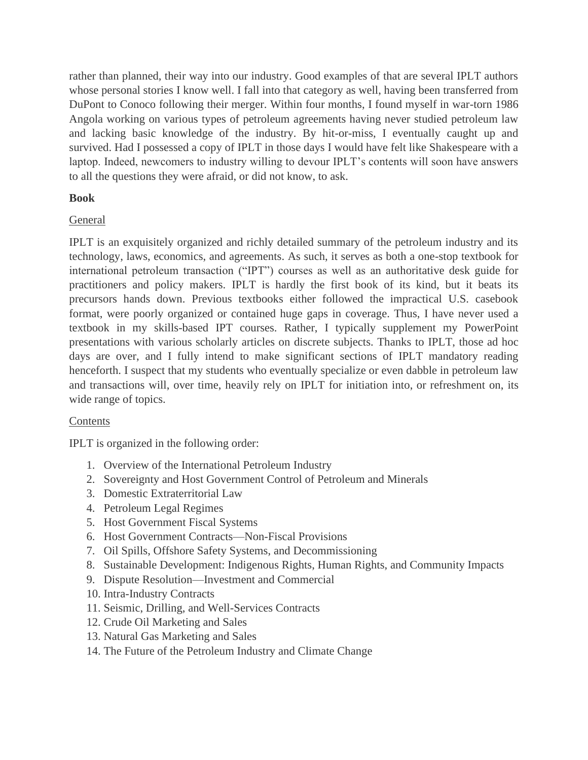rather than planned, their way into our industry. Good examples of that are several IPLT authors whose personal stories I know well. I fall into that category as well, having been transferred from DuPont to Conoco following their merger. Within four months, I found myself in war-torn 1986 Angola working on various types of petroleum agreements having never studied petroleum law and lacking basic knowledge of the industry. By hit-or-miss, I eventually caught up and survived. Had I possessed a copy of IPLT in those days I would have felt like Shakespeare with a laptop. Indeed, newcomers to industry willing to devour IPLT's contents will soon have answers to all the questions they were afraid, or did not know, to ask.

**Book**

General

IPLT is an exquisitely organized and richly detailed summary of the petroleum industry and its technology, laws, economics, and agreements. As such, it serves as both a one-stop textbook for international petroleum transaction ("IPT") courses as well as an authoritative desk guide for practitioners and policy makers. IPLT is hardly the first book of its kind, but it beats its precursors hands down. Previous textbooks either followed the impractical U.S. casebook format, were poorly organized or contained huge gaps in coverage. Thus, I have never used a textbook in my skills-based IPT courses. Rather, I typically supplement my PowerPoint presentations with various scholarly articles on discrete subjects. Thanks to IPLT, those ad hoc days are over, and I fully intend to make significant sections of IPLT mandatory reading henceforth. I suspect that my students who eventually specialize or even dabble in petroleum law and transactions will, over time, heavily rely on IPLT for initiation into, or refreshment on, its wide range of topics.

Contents

IPLT is organized in the following order:

1. Overview of the International Petroleum Industry
2. Sovereignty and Host Government Control of Petroleum and Minerals
3. Domestic Extraterritorial Law
4. Petroleum Legal Regimes
5. Host Government Fiscal Systems
6. Host Government Contracts—Non-Fiscal Provisions
7. Oil Spills, Offshore Safety Systems, and Decommissioning
8. Sustainable Development: Indigenous Rights, Human Rights, and Community Impacts
9. Dispute Resolution—Investment and Commercial
10. Intra-Industry Contracts
11. Seismic, Drilling, and Well-Services Contracts
12. Crude Oil Marketing and Sales
13. Natural Gas Marketing and Sales
14. The Future of the Petroleum Industry and Climate Change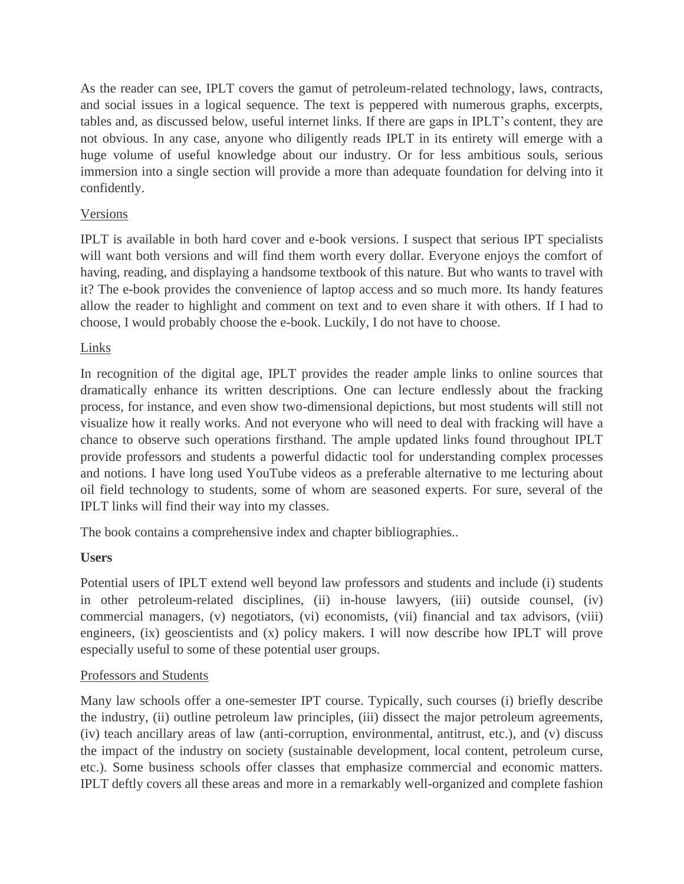As the reader can see, IPLT covers the gamut of petroleum-related technology, laws, contracts, and social issues in a logical sequence. The text is peppered with numerous graphs, excerpts, tables and, as discussed below, useful internet links. If there are gaps in IPLT's content, they are not obvious. In any case, anyone who diligently reads IPLT in its entirety will emerge with a huge volume of useful knowledge about our industry. Or for less ambitious souls, serious immersion into a single section will provide a more than adequate foundation for delving into it confidently.

### Versions

IPLT is available in both hard cover and e-book versions. I suspect that serious IPT specialists will want both versions and will find them worth every dollar. Everyone enjoys the comfort of having, reading, and displaying a handsome textbook of this nature. But who wants to travel with it? The e-book provides the convenience of laptop access and so much more. Its handy features allow the reader to highlight and comment on text and to even share it with others. If I had to choose, I would probably choose the e-book. Luckily, I do not have to choose.

### Links

In recognition of the digital age, IPLT provides the reader ample links to online sources that dramatically enhance its written descriptions. One can lecture endlessly about the fracking process, for instance, and even show two-dimensional depictions, but most students will still not visualize how it really works. And not everyone who will need to deal with fracking will have a chance to observe such operations firsthand. The ample updated links found throughout IPLT provide professors and students a powerful didactic tool for understanding complex processes and notions. I have long used YouTube videos as a preferable alternative to me lecturing about oil field technology to students, some of whom are seasoned experts. For sure, several of the IPLT links will find their way into my classes.

The book contains a comprehensive index and chapter bibliographies..

## Users

Potential users of IPLT extend well beyond law professors and students and include (i) students in other petroleum-related disciplines, (ii) in-house lawyers, (iii) outside counsel, (iv) commercial managers, (v) negotiators, (vi) economists, (vii) financial and tax advisors, (viii) engineers, (ix) geoscientists and (x) policy makers. I will now describe how IPLT will prove especially useful to some of these potential user groups.

### Professors and Students

Many law schools offer a one-semester IPT course. Typically, such courses (i) briefly describe the industry, (ii) outline petroleum law principles, (iii) dissect the major petroleum agreements, (iv) teach ancillary areas of law (anti-corruption, environmental, antitrust, etc.), and (v) discuss the impact of the industry on society (sustainable development, local content, petroleum curse, etc.). Some business schools offer classes that emphasize commercial and economic matters. IPLT deftly covers all these areas and more in a remarkably well-organized and complete fashion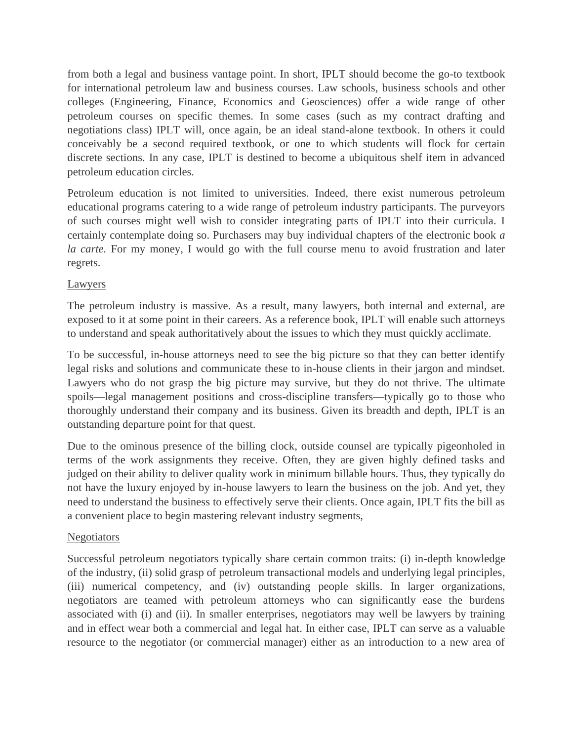from both a legal and business vantage point. In short, IPLT should become the go-to textbook for international petroleum law and business courses. Law schools, business schools and other colleges (Engineering, Finance, Economics and Geosciences) offer a wide range of other petroleum courses on specific themes. In some cases (such as my contract drafting and negotiations class) IPLT will, once again, be an ideal stand-alone textbook. In others it could conceivably be a second required textbook, or one to which students will flock for certain discrete sections. In any case, IPLT is destined to become a ubiquitous shelf item in advanced petroleum education circles.

Petroleum education is not limited to universities. Indeed, there exist numerous petroleum educational programs catering to a wide range of petroleum industry participants. The purveyors of such courses might well wish to consider integrating parts of IPLT into their curricula. I certainly contemplate doing so. Purchasers may buy individual chapters of the electronic book *a la carte*. For my money, I would go with the full course menu to avoid frustration and later regrets.

Lawyers

The petroleum industry is massive. As a result, many lawyers, both internal and external, are exposed to it at some point in their careers. As a reference book, IPLT will enable such attorneys to understand and speak authoritatively about the issues to which they must quickly acclimate.

To be successful, in-house attorneys need to see the big picture so that they can better identify legal risks and solutions and communicate these to in-house clients in their jargon and mindset. Lawyers who do not grasp the big picture may survive, but they do not thrive. The ultimate spoils—legal management positions and cross-discipline transfers—typically go to those who thoroughly understand their company and its business. Given its breadth and depth, IPLT is an outstanding departure point for that quest.

Due to the ominous presence of the billing clock, outside counsel are typically pigeonholed in terms of the work assignments they receive. Often, they are given highly defined tasks and judged on their ability to deliver quality work in minimum billable hours. Thus, they typically do not have the luxury enjoyed by in-house lawyers to learn the business on the job. And yet, they need to understand the business to effectively serve their clients. Once again, IPLT fits the bill as a convenient place to begin mastering relevant industry segments,

Negotiators

Successful petroleum negotiators typically share certain common traits: (i) in-depth knowledge of the industry, (ii) solid grasp of petroleum transactional models and underlying legal principles, (iii) numerical competency, and (iv) outstanding people skills. In larger organizations, negotiators are teamed with petroleum attorneys who can significantly ease the burdens associated with (i) and (ii). In smaller enterprises, negotiators may well be lawyers by training and in effect wear both a commercial and legal hat. In either case, IPLT can serve as a valuable resource to the negotiator (or commercial manager) either as an introduction to a new area of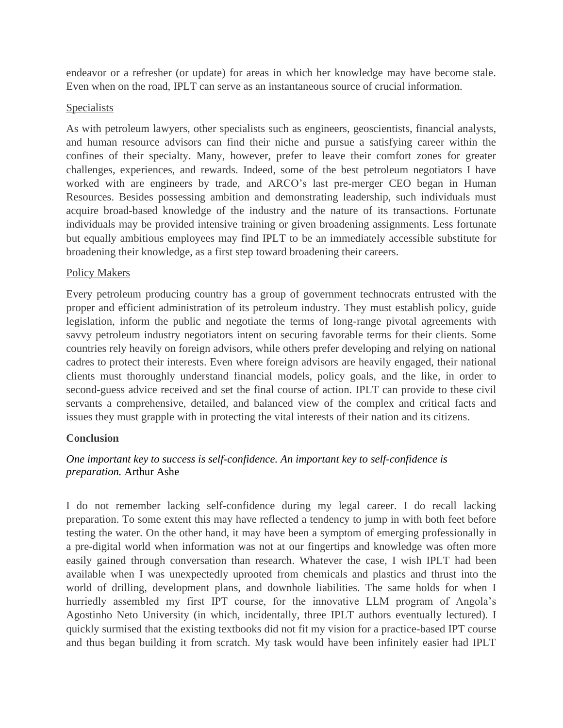endeavor or a refresher (or update) for areas in which her knowledge may have become stale. Even when on the road, IPLT can serve as an instantaneous source of crucial information.

<u>Specialists</u>

As with petroleum lawyers, other specialists such as engineers, geoscientists, financial analysts, and human resource advisors can find their niche and pursue a satisfying career within the confines of their specialty. Many, however, prefer to leave their comfort zones for greater challenges, experiences, and rewards. Indeed, some of the best petroleum negotiators I have worked with are engineers by trade, and ARCO's last pre-merger CEO began in Human Resources. Besides possessing ambition and demonstrating leadership, such individuals must acquire broad-based knowledge of the industry and the nature of its transactions. Fortunate individuals may be provided intensive training or given broadening assignments. Less fortunate but equally ambitious employees may find IPLT to be an immediately accessible substitute for broadening their knowledge, as a first step toward broadening their careers.

<u>Policy Makers</u>

Every petroleum producing country has a group of government technocrats entrusted with the proper and efficient administration of its petroleum industry. They must establish policy, guide legislation, inform the public and negotiate the terms of long-range pivotal agreements with savvy petroleum industry negotiators intent on securing favorable terms for their clients. Some countries rely heavily on foreign advisors, while others prefer developing and relying on national cadres to protect their interests. Even where foreign advisors are heavily engaged, their national clients must thoroughly understand financial models, policy goals, and the like, in order to second-guess advice received and set the final course of action. IPLT can provide to these civil servants a comprehensive, detailed, and balanced view of the complex and critical facts and issues they must grapple with in protecting the vital interests of their nation and its citizens.

**Conclusion**

*One important key to success is self-confidence. An important key to self-confidence is preparation.* Arthur Ashe

I do not remember lacking self-confidence during my legal career. I do recall lacking preparation. To some extent this may have reflected a tendency to jump in with both feet before testing the water. On the other hand, it may have been a symptom of emerging professionally in a pre-digital world when information was not at our fingertips and knowledge was often more easily gained through conversation than research. Whatever the case, I wish IPLT had been available when I was unexpectedly uprooted from chemicals and plastics and thrust into the world of drilling, development plans, and downhole liabilities. The same holds for when I hurriedly assembled my first IPT course, for the innovative LLM program of Angola's Agostinho Neto University (in which, incidentally, three IPLT authors eventually lectured). I quickly surmised that the existing textbooks did not fit my vision for a practice-based IPT course and thus began building it from scratch. My task would have been infinitely easier had IPLT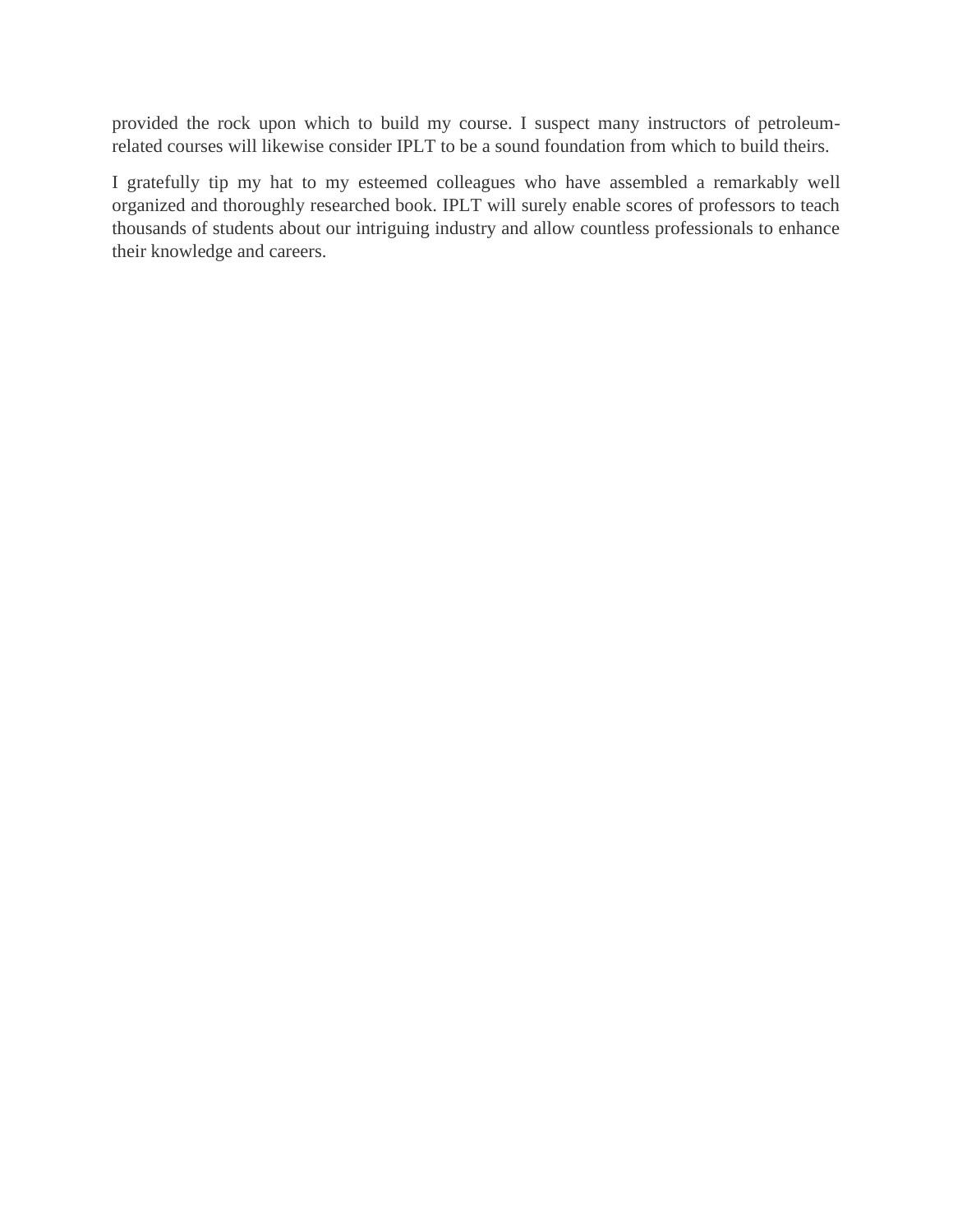provided the rock upon which to build my course. I suspect many instructors of petroleum-related courses will likewise consider IPLT to be a sound foundation from which to build theirs.

I gratefully tip my hat to my esteemed colleagues who have assembled a remarkably well organized and thoroughly researched book. IPLT will surely enable scores of professors to teach thousands of students about our intriguing industry and allow countless professionals to enhance their knowledge and careers.